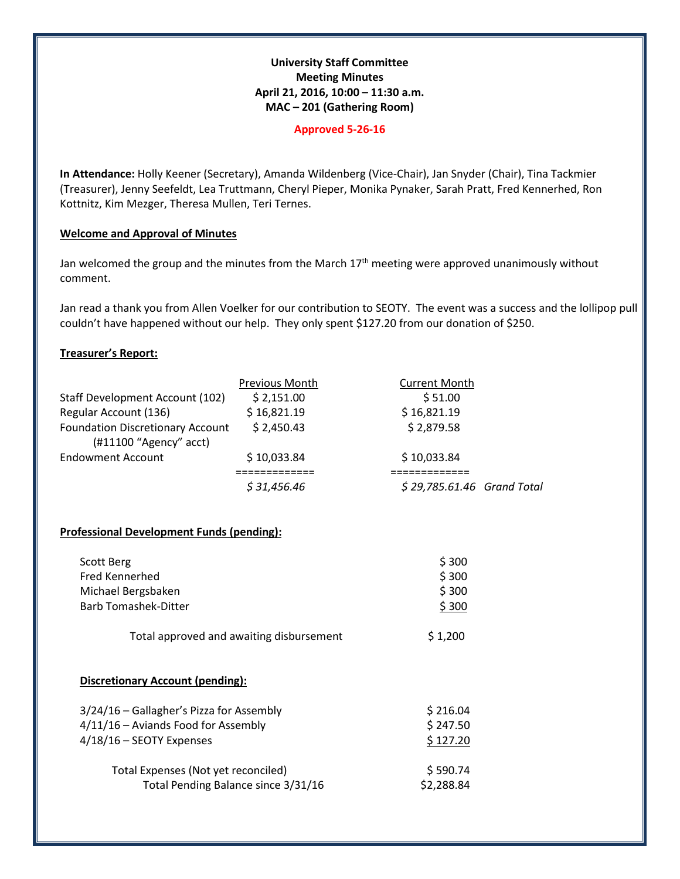**University Staff Committee**
**Meeting Minutes**
**April 21, 2016, 10:00 – 11:30 a.m.**
**MAC – 201 (Gathering Room)**

**Approved 5-26-16**

**In Attendance:** Holly Keener (Secretary), Amanda Wildenberg (Vice-Chair), Jan Snyder (Chair), Tina Tackmier (Treasurer), Jenny Seefeldt, Lea Truttmann, Cheryl Pieper, Monika Pynaker, Sarah Pratt, Fred Kennerhed, Ron Kottnitz, Kim Mezger, Theresa Mullen, Teri Ternes.

## Welcome and Approval of Minutes

Jan welcomed the group and the minutes from the March 17th meeting were approved unanimously without comment.

Jan read a thank you from Allen Voelker for our contribution to SEOTY. The event was a success and the lollipop pull couldn't have happened without our help. They only spent $127.20 from our donation of $250.

## Treasurer's Report:

| | Previous Month | Current Month | |
|---|---|---|---|
| Staff Development Account (102) | $ 2,151.00 | $ 51.00 | |
| Regular Account (136) | $ 16,821.19 | $ 16,821.19 | |
| Foundation Discretionary Account (#11100 "Agency" acct) | $ 2,450.43 | $ 2,879.58 | |
| Endowment Account | $ 10,033.84 | $ 10,033.84 | |
| | ============= | ============= | |
| | *$ 31,456.46* | *$ 29,785.61.46* | *Grand Total* |

## Professional Development Funds (pending):

| | |
|---|---|
| Scott Berg | $ 300 |
| Fred Kennerhed | $ 300 |
| Michael Bergsbaken | $ 300 |
| Barb Tomashek-Ditter | $ 300 |
| Total approved and awaiting disbursement | $ 1,200 |

### Discretionary Account (pending):

| | |
|---|---|
| 3/24/16 – Gallagher's Pizza for Assembly | $ 216.04 |
| 4/11/16 – Aviands Food for Assembly | $ 247.50 |
| 4/18/16 – SEOTY Expenses | $ 127.20 |
| Total Expenses (Not yet reconciled) | $ 590.74 |
| Total Pending Balance since 3/31/16 | $2,288.84 |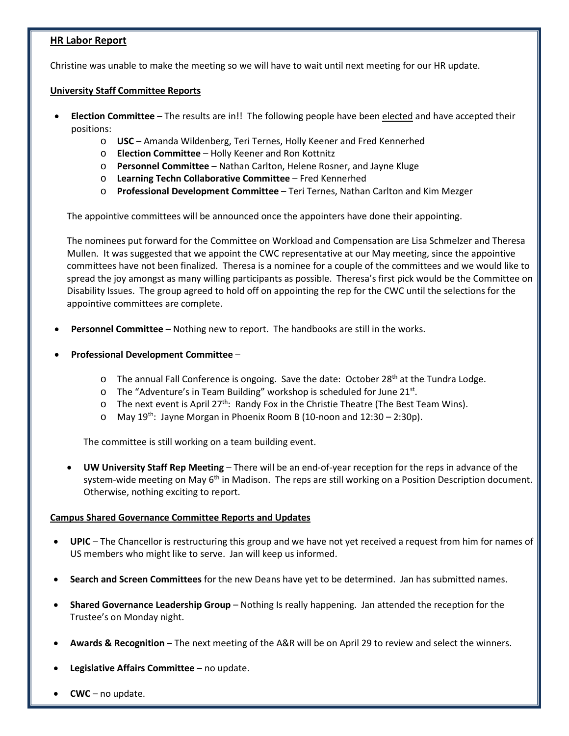**HR Labor Report**

Christine was unable to make the meeting so we will have to wait until next meeting for our HR update.

**University Staff Committee Reports**

- **Election Committee** – The results are in!! The following people have been elected and have accepted their positions:
  - **USC** – Amanda Wildenberg, Teri Ternes, Holly Keener and Fred Kennerhed
  - **Election Committee** – Holly Keener and Ron Kottnitz
  - **Personnel Committee** – Nathan Carlton, Helene Rosner, and Jayne Kluge
  - **Learning Techn Collaborative Committee** – Fred Kennerhed
  - **Professional Development Committee** – Teri Ternes, Nathan Carlton and Kim Mezger

  The appointive committees will be announced once the appointers have done their appointing.

  The nominees put forward for the Committee on Workload and Compensation are Lisa Schmelzer and Theresa Mullen. It was suggested that we appoint the CWC representative at our May meeting, since the appointive committees have not been finalized. Theresa is a nominee for a couple of the committees and we would like to spread the joy amongst as many willing participants as possible. Theresa's first pick would be the Committee on Disability Issues. The group agreed to hold off on appointing the rep for the CWC until the selections for the appointive committees are complete.

- **Personnel Committee** – Nothing new to report. The handbooks are still in the works.

- **Professional Development Committee** –
  - The annual Fall Conference is ongoing. Save the date: October 28th at the Tundra Lodge.
  - The "Adventure's in Team Building" workshop is scheduled for June 21st.
  - The next event is April 27th: Randy Fox in the Christie Theatre (The Best Team Wins).
  - May 19th: Jayne Morgan in Phoenix Room B (10-noon and 12:30 – 2:30p).

  The committee is still working on a team building event.

- **UW University Staff Rep Meeting** – There will be an end-of-year reception for the reps in advance of the system-wide meeting on May 6th in Madison. The reps are still working on a Position Description document. Otherwise, nothing exciting to report.

**Campus Shared Governance Committee Reports and Updates**

- **UPIC** – The Chancellor is restructuring this group and we have not yet received a request from him for names of US members who might like to serve. Jan will keep us informed.

- **Search and Screen Committees** for the new Deans have yet to be determined. Jan has submitted names.

- **Shared Governance Leadership Group** – Nothing Is really happening. Jan attended the reception for the Trustee's on Monday night.

- **Awards & Recognition** – The next meeting of the A&R will be on April 29 to review and select the winners.

- **Legislative Affairs Committee** – no update.

- **CWC** – no update.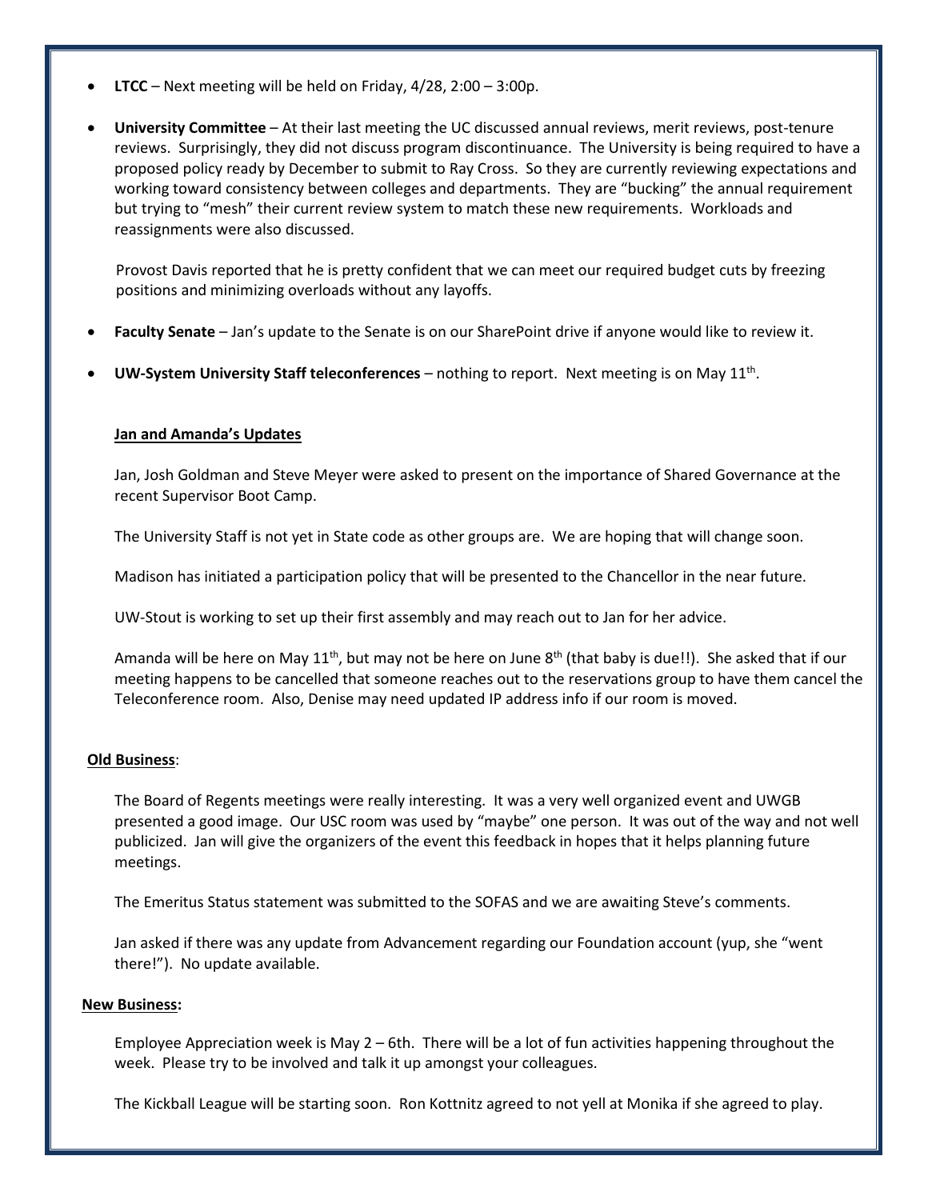- **LTCC** – Next meeting will be held on Friday, 4/28, 2:00 – 3:00p.
- **University Committee** – At their last meeting the UC discussed annual reviews, merit reviews, post-tenure reviews. Surprisingly, they did not discuss program discontinuance. The University is being required to have a proposed policy ready by December to submit to Ray Cross. So they are currently reviewing expectations and working toward consistency between colleges and departments. They are "bucking" the annual requirement but trying to "mesh" their current review system to match these new requirements. Workloads and reassignments were also discussed.

  Provost Davis reported that he is pretty confident that we can meet our required budget cuts by freezing positions and minimizing overloads without any layoffs.

- **Faculty Senate** – Jan's update to the Senate is on our SharePoint drive if anyone would like to review it.
- **UW-System University Staff teleconferences** – nothing to report. Next meeting is on May 11th.

**Jan and Amanda's Updates**

Jan, Josh Goldman and Steve Meyer were asked to present on the importance of Shared Governance at the recent Supervisor Boot Camp.

The University Staff is not yet in State code as other groups are. We are hoping that will change soon.

Madison has initiated a participation policy that will be presented to the Chancellor in the near future.

UW-Stout is working to set up their first assembly and may reach out to Jan for her advice.

Amanda will be here on May 11th, but may not be here on June 8th (that baby is due!!). She asked that if our meeting happens to be cancelled that someone reaches out to the reservations group to have them cancel the Teleconference room. Also, Denise may need updated IP address info if our room is moved.

**Old Business**:

The Board of Regents meetings were really interesting. It was a very well organized event and UWGB presented a good image. Our USC room was used by "maybe" one person. It was out of the way and not well publicized. Jan will give the organizers of the event this feedback in hopes that it helps planning future meetings.

The Emeritus Status statement was submitted to the SOFAS and we are awaiting Steve's comments.

Jan asked if there was any update from Advancement regarding our Foundation account (yup, she "went there!"). No update available.

**New Business:**

Employee Appreciation week is May 2 – 6th. There will be a lot of fun activities happening throughout the week. Please try to be involved and talk it up amongst your colleagues.

The Kickball League will be starting soon. Ron Kottnitz agreed to not yell at Monika if she agreed to play.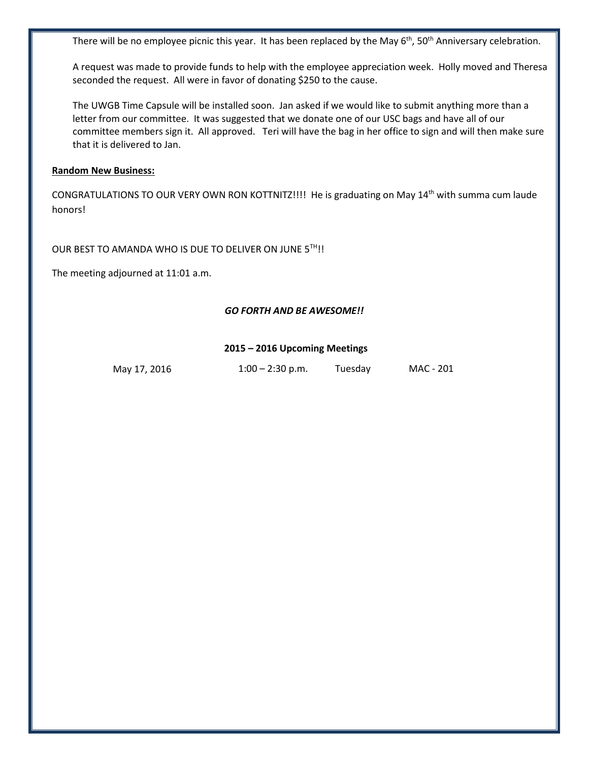There will be no employee picnic this year. It has been replaced by the May 6th, 50th Anniversary celebration.

A request was made to provide funds to help with the employee appreciation week. Holly moved and Theresa seconded the request. All were in favor of donating $250 to the cause.

The UWGB Time Capsule will be installed soon. Jan asked if we would like to submit anything more than a letter from our committee. It was suggested that we donate one of our USC bags and have all of our committee members sign it. All approved. Teri will have the bag in her office to sign and will then make sure that it is delivered to Jan.

**Random New Business:**

CONGRATULATIONS TO OUR VERY OWN RON KOTTNITZ!!!! He is graduating on May 14th with summa cum laude honors!

OUR BEST TO AMANDA WHO IS DUE TO DELIVER ON JUNE 5TH!!

The meeting adjourned at 11:01 a.m.

***GO FORTH AND BE AWESOME!!***

**2015 – 2016 Upcoming Meetings**

| | | | |
|---|---|---|---|
| May 17, 2016 | 1:00 – 2:30 p.m. | Tuesday | MAC - 201 |